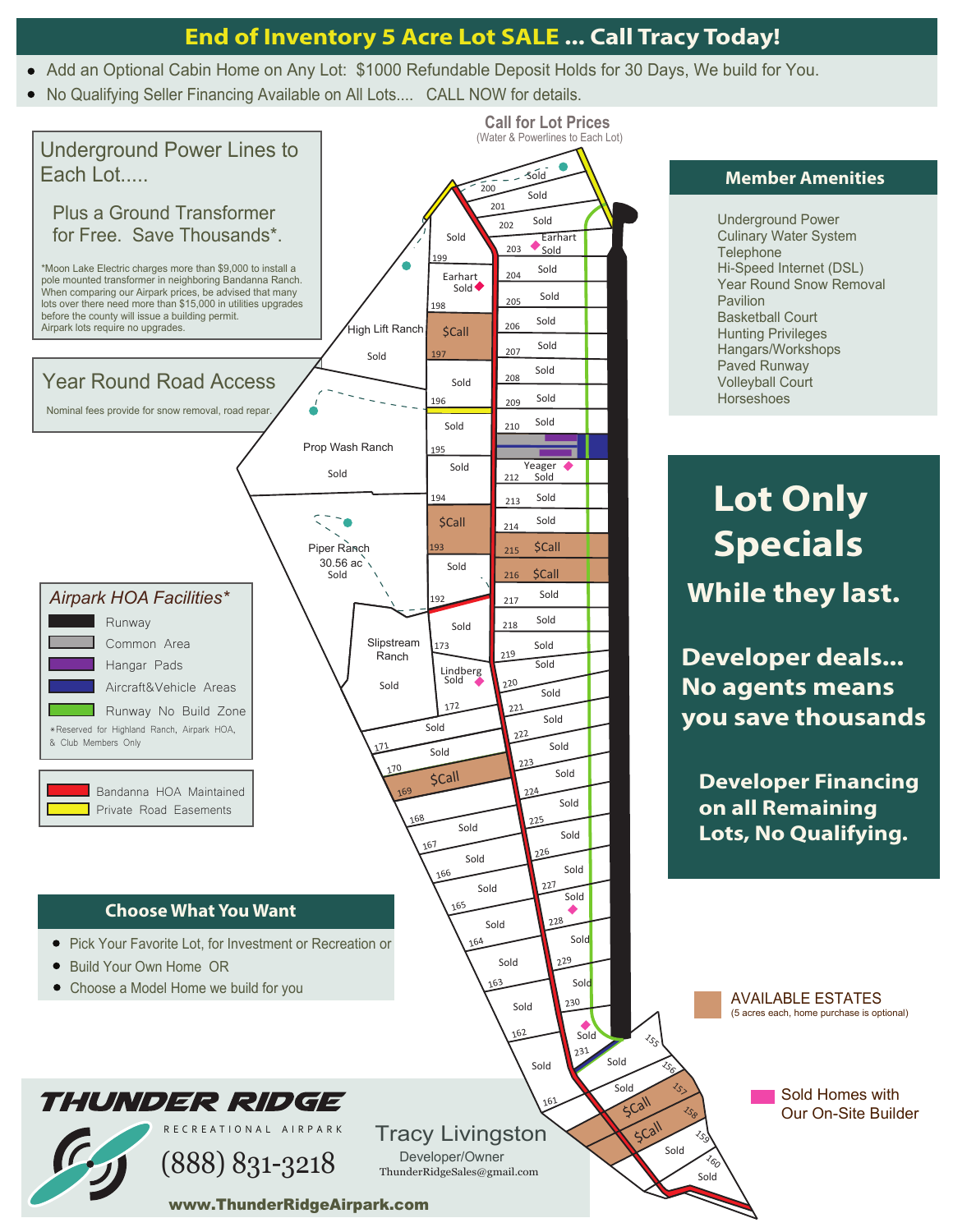# End of Inventory 5 Acre Lot SALE ... Call Tracy Today!

- Add an Optional Cabin Home on Any Lot: $1000 Refundable Deposit Holds for 30 Days, We build for You.
- No Qualifying Seller Financing Available on All Lots.... CALL NOW for details.

## Underground Power Lines to Each Lot.....

Plus a Ground Transformer for Free. Save Thousands*.

*Moon Lake Electric charges more than $9,000 to install a pole mounted transformer in neighboring Bandanna Ranch. When comparing our Airpark prices, be advised that many lots over there need more than $15,000 in utilities upgrades before the county will issue a building permit. Airpark lots require no upgrades.

## Year Round Road Access

Nominal fees provide for snow removal, road repair.

**Call for Lot Prices**
(Water & Powerlines to Each Lot)

## Member Amenities

- Underground Power
- Culinary Water System
- Telephone
- Hi-Speed Internet (DSL)
- Year Round Snow Removal
- Pavilion
- Basketball Court
- Hunting Privileges
- Hangars/Workshops
- Paved Runway
- Volleyball Court
- Horseshoes

## Lot Only Specials

**While they last.**

**Developer deals... No agents means you save thousands**

**Developer Financing on all Remaining Lots, No Qualifying.**

### Airpark HOA Facilities*

- Runway
- Common Area
- Hangar Pads
- Aircraft&Vehicle Areas
- Runway No Build Zone

*Reserved for Highland Ranch, Airpark HOA, & Club Members Only

- Bandanna HOA Maintained
- Private Road Easements

AVAILABLE ESTATES (5 acres each, home purchase is optional)

Sold Homes with Our On-Site Builder

Lots: 200 Sold; 201 Sold; 202 Sold; 203 Earhart Sold; 199 Sold; 198 Earhart Sold; 204 Sold; 205 Sold; 197 $Call; 206 Sold; 207 Sold; 196 Sold; 208 Sold; 209 Sold; 195 Sold; 210 Sold; 194 Sold; 212 Yeager Sold; 213 Sold; 193 $Call; 214 Sold; 215 $Call; 192 Sold; 216 $Call; 217 Sold; 218 Sold; 173 Lindberg Sold; 219 Sold; 220 Sold; 172 Sold; 221 Sold; 171 Sold; 222 Sold; 170 Sold; 169 $Call; 223 Sold; 224 Sold; 168 Sold; 225 Sold; 167 Sold; 226 Sold; 166 Sold; 227 Sold; 165 Sold; 228 Sold; 164 Sold; 229 Sold; 163 Sold; 230 Sold; 162 Sold; 231 Sold; 161 Sold; 155 Sold; 156 Sold; 157 $Call; 158 $Call; 159 Sold; 160 Sold

High Lift Ranch Sold; Prop Wash Ranch Sold; Piper Ranch 30.56 ac Sold; Slipstream Ranch Sold

## Choose What You Want

- Pick Your Favorite Lot, for Investment or Recreation or
- Build Your Own Home OR
- Choose a Model Home we build for you

**THUNDER RIDGE**
RECREATIONAL AIRPARK
(888) 831-3218

Tracy Livingston
Developer/Owner
ThunderRidgeSales@gmail.com

www.ThunderRidgeAirpark.com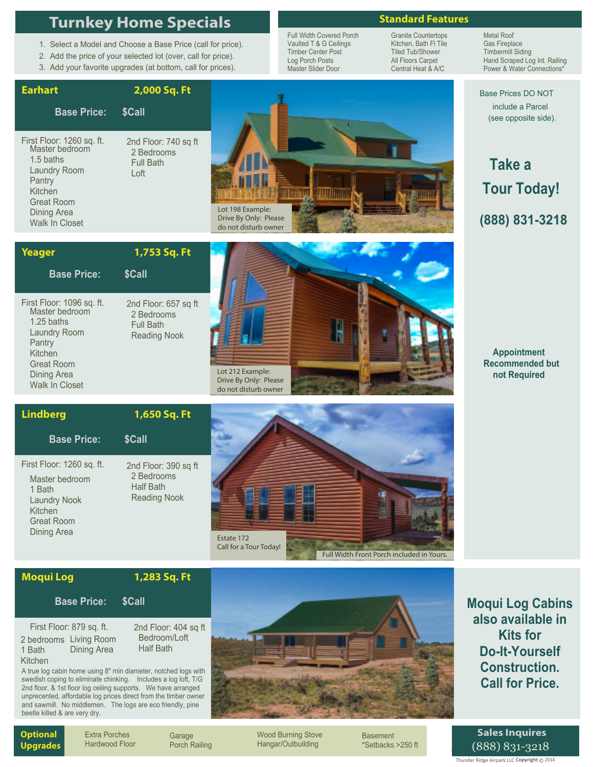# Turnkey Home Specials

1. Select a Model and Choose a Base Price (call for price).
2. Add the price of your selected lot (over, call for price).
3. Add your favorite upgrades (at bottom, call for prices).

## Standard Features

| | | |
|---|---|---|
| Full Width Covered Porch | Granite Countertops | Metal Roof |
| Vaulted T & G Ceilings | Kitchen, Bath Fl Tile | Gas Fireplace |
| Timber Center Post | Tiled Tub/Shower | Timbermill Siding |
| Log Porch Posts | All Floors Carpet | Hand Scraped Log Int. Railing |
| Master Slider Door | Central Heat & A/C | Power & Water Connections* |

## Earhart — 2,000 Sq. Ft

**Base Price: $Call**

First Floor: 1260 sq. ft.
- Master bedroom
- 1.5 baths
- Laundry Room
- Pantry
- Kitchen
- Great Room
- Dining Area
- Walk In Closet

2nd Floor: 740 sq ft
- 2 Bedrooms
- Full Bath
- Loft

Lot 198 Example: Drive By Only: Please do not disturb owner

## Yeager — 1,753 Sq. Ft

**Base Price: $Call**

First Floor: 1096 sq. ft.
- Master bedroom
- 1.25 baths
- Laundry Room
- Pantry
- Kitchen
- Great Room
- Dining Area
- Walk In Closet

2nd Floor: 657 sq ft
- 2 Bedrooms
- Full Bath
- Reading Nook

Lot 212 Example: Drive By Only: Please do not disturb owner

## Lindberg — 1,650 Sq. Ft

**Base Price: $Call**

First Floor: 1260 sq. ft.
- Master bedroom
- 1 Bath
- Laundry Nook
- Kitchen
- Great Room
- Dining Area

2nd Floor: 390 sq ft
- 2 Bedrooms
- Half Bath
- Reading Nook

Estate 172
Call for a Tour Today!

Full Width Front Porch included in Yours.

## Moqui Log — 1,283 Sq. Ft

**Base Price: $Call**

First Floor: 879 sq. ft.
- 2 bedrooms
- 1 Bath
- Kitchen
- Living Room
- Dining Area

2nd Floor: 404 sq ft
- Bedroom/Loft
- Half Bath

A true log cabin home using 8" min diameter, notched logs with swedish coping to eliminate chinking. Includes a log loft, T/G 2nd floor, & 1st floor log ceiling supports. We have arranged unprecented, affordable log prices direct from the timber owner and sawmill. No middlemen. The logs are eco friendly, pine beetle killed & are very dry.

Base Prices DO NOT include a Parcel (see opposite side).

**Take a Tour Today!**

**(888) 831-3218**

**Appointment Recommended but not Required**

**Moqui Log Cabins also available in Kits for Do-It-Yourself Construction. Call for Price.**

## Optional Upgrades

| | | | |
|---|---|---|---|
| Extra Porches | Garage | Wood Burning Stove | Basement |
| Hardwood Floor | Porch Railing | Hangar/Outbuilding | *Setbacks >250 ft |

**Sales Inquires**
(888) 831-3218

Thunder Ridge Airpark LLC Copyright © 2014